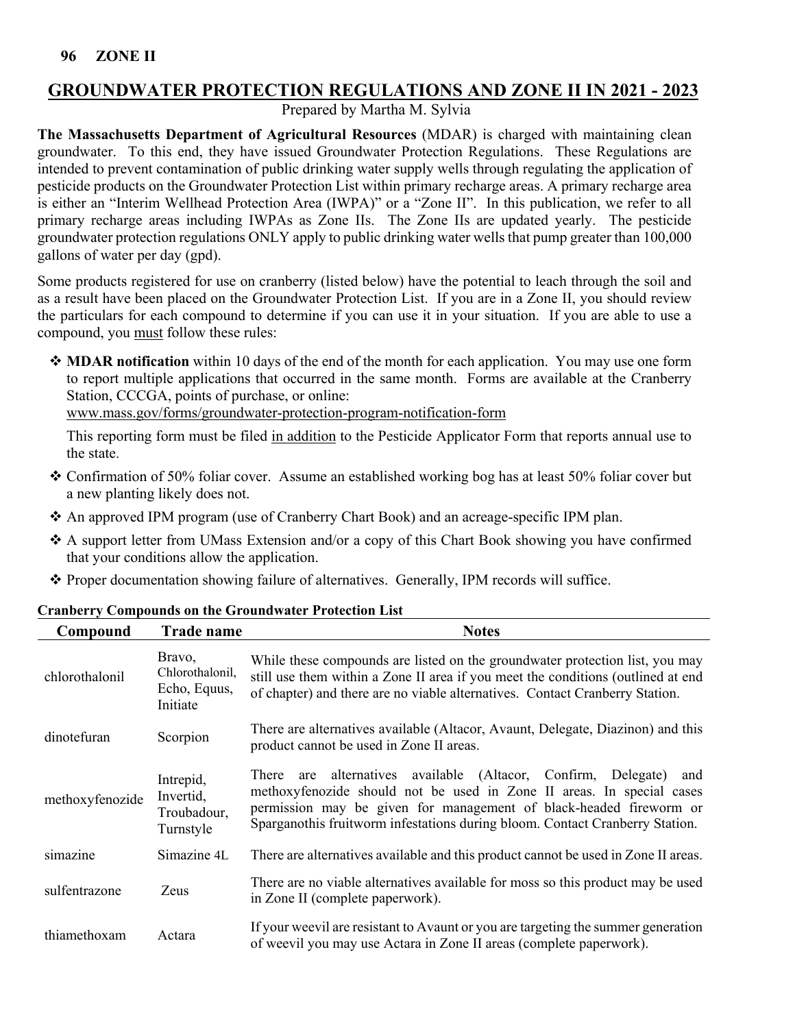## GROUNDWATER PROTECTION REGULATIONS AND ZONE II IN 2021 - 2023

Prepared by Martha M. Sylvia

**The Massachusetts Department of Agricultural Resources** (MDAR) is charged with maintaining clean groundwater. To this end, they have issued Groundwater Protection Regulations. These Regulations are intended to prevent contamination of public drinking water supply wells through regulating the application of pesticide products on the Groundwater Protection List within primary recharge areas. A primary recharge area is either an "Interim Wellhead Protection Area (IWPA)" or a "Zone II". In this publication, we refer to all primary recharge areas including IWPAs as Zone IIs. The Zone IIs are updated yearly. The pesticide groundwater protection regulations ONLY apply to public drinking water wells that pump greater than 100,000 gallons of water per day (gpd).

Some products registered for use on cranberry (listed below) have the potential to leach through the soil and as a result have been placed on the Groundwater Protection List. If you are in a Zone II, you should review the particulars for each compound to determine if you can use it in your situation. If you are able to use a compound, you must follow these rules:

- **MDAR notification** within 10 days of the end of the month for each application. You may use one form to report multiple applications that occurred in the same month. Forms are available at the Cranberry Station, CCCGA, points of purchase, or online: www.mass.gov/forms/groundwater-protection-program-notification-form

  This reporting form must be filed in addition to the Pesticide Applicator Form that reports annual use to the state.
- Confirmation of 50% foliar cover. Assume an established working bog has at least 50% foliar cover but a new planting likely does not.
- An approved IPM program (use of Cranberry Chart Book) and an acreage-specific IPM plan.
- A support letter from UMass Extension and/or a copy of this Chart Book showing you have confirmed that your conditions allow the application.
- Proper documentation showing failure of alternatives. Generally, IPM records will suffice.

**Cranberry Compounds on the Groundwater Protection List**

| Compound | Trade name | Notes |
|---|---|---|
| chlorothalonil | Bravo, Chlorothalonil, Echo, Equus, Initiate | While these compounds are listed on the groundwater protection list, you may still use them within a Zone II area if you meet the conditions (outlined at end of chapter) and there are no viable alternatives. Contact Cranberry Station. |
| dinotefuran | Scorpion | There are alternatives available (Altacor, Avaunt, Delegate, Diazinon) and this product cannot be used in Zone II areas. |
| methoxyfenozide | Intrepid, Invertid, Troubadour, Turnstyle | There are alternatives available (Altacor, Confirm, Delegate) and methoxyfenozide should not be used in Zone II areas. In special cases permission may be given for management of black-headed fireworm or Sparganothis fruitworm infestations during bloom. Contact Cranberry Station. |
| simazine | Simazine 4L | There are alternatives available and this product cannot be used in Zone II areas. |
| sulfentrazone | Zeus | There are no viable alternatives available for moss so this product may be used in Zone II (complete paperwork). |
| thiamethoxam | Actara | If your weevil are resistant to Avaunt or you are targeting the summer generation of weevil you may use Actara in Zone II areas (complete paperwork). |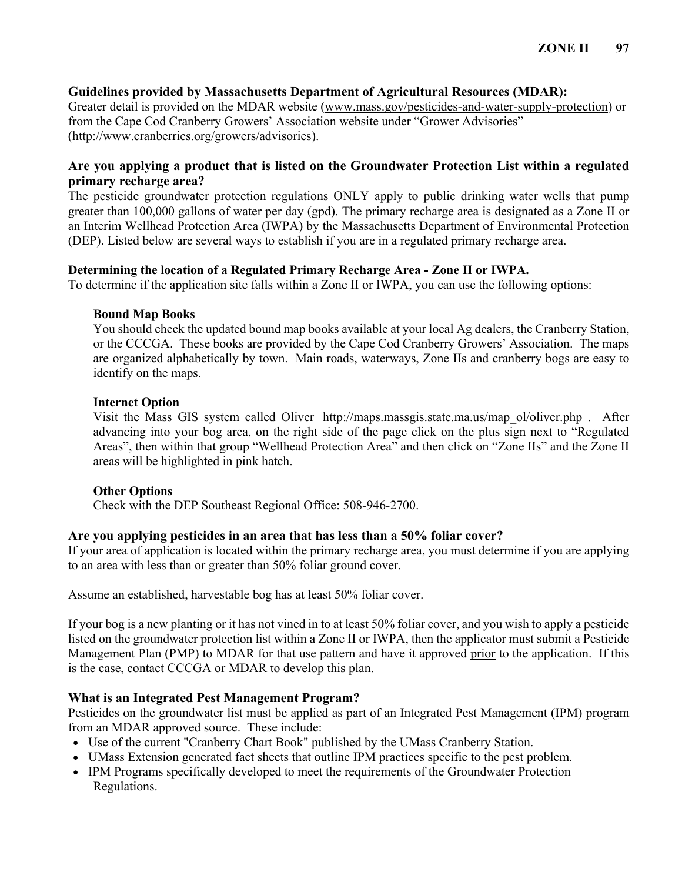### Guidelines provided by Massachusetts Department of Agricultural Resources (MDAR):

Greater detail is provided on the MDAR website (www.mass.gov/pesticides-and-water-supply-protection) or from the Cape Cod Cranberry Growers' Association website under "Grower Advisories" (http://www.cranberries.org/growers/advisories).

### Are you applying a product that is listed on the Groundwater Protection List within a regulated primary recharge area?

The pesticide groundwater protection regulations ONLY apply to public drinking water wells that pump greater than 100,000 gallons of water per day (gpd). The primary recharge area is designated as a Zone II or an Interim Wellhead Protection Area (IWPA) by the Massachusetts Department of Environmental Protection (DEP). Listed below are several ways to establish if you are in a regulated primary recharge area.

#### Determining the location of a Regulated Primary Recharge Area - Zone II or IWPA.

To determine if the application site falls within a Zone II or IWPA, you can use the following options:

**Bound Map Books**
You should check the updated bound map books available at your local Ag dealers, the Cranberry Station, or the CCCGA. These books are provided by the Cape Cod Cranberry Growers' Association. The maps are organized alphabetically by town. Main roads, waterways, Zone IIs and cranberry bogs are easy to identify on the maps.

**Internet Option**
Visit the Mass GIS system called Oliver http://maps.massgis.state.ma.us/map_ol/oliver.php . After advancing into your bog area, on the right side of the page click on the plus sign next to "Regulated Areas", then within that group "Wellhead Protection Area" and then click on "Zone IIs" and the Zone II areas will be highlighted in pink hatch.

**Other Options**
Check with the DEP Southeast Regional Office: 508-946-2700.

### Are you applying pesticides in an area that has less than a 50% foliar cover?

If your area of application is located within the primary recharge area, you must determine if you are applying to an area with less than or greater than 50% foliar ground cover.

Assume an established, harvestable bog has at least 50% foliar cover.

If your bog is a new planting or it has not vined in to at least 50% foliar cover, and you wish to apply a pesticide listed on the groundwater protection list within a Zone II or IWPA, then the applicator must submit a Pesticide Management Plan (PMP) to MDAR for that use pattern and have it approved prior to the application. If this is the case, contact CCCGA or MDAR to develop this plan.

### What is an Integrated Pest Management Program?

Pesticides on the groundwater list must be applied as part of an Integrated Pest Management (IPM) program from an MDAR approved source. These include:

- Use of the current "Cranberry Chart Book" published by the UMass Cranberry Station.
- UMass Extension generated fact sheets that outline IPM practices specific to the pest problem.
- IPM Programs specifically developed to meet the requirements of the Groundwater Protection Regulations.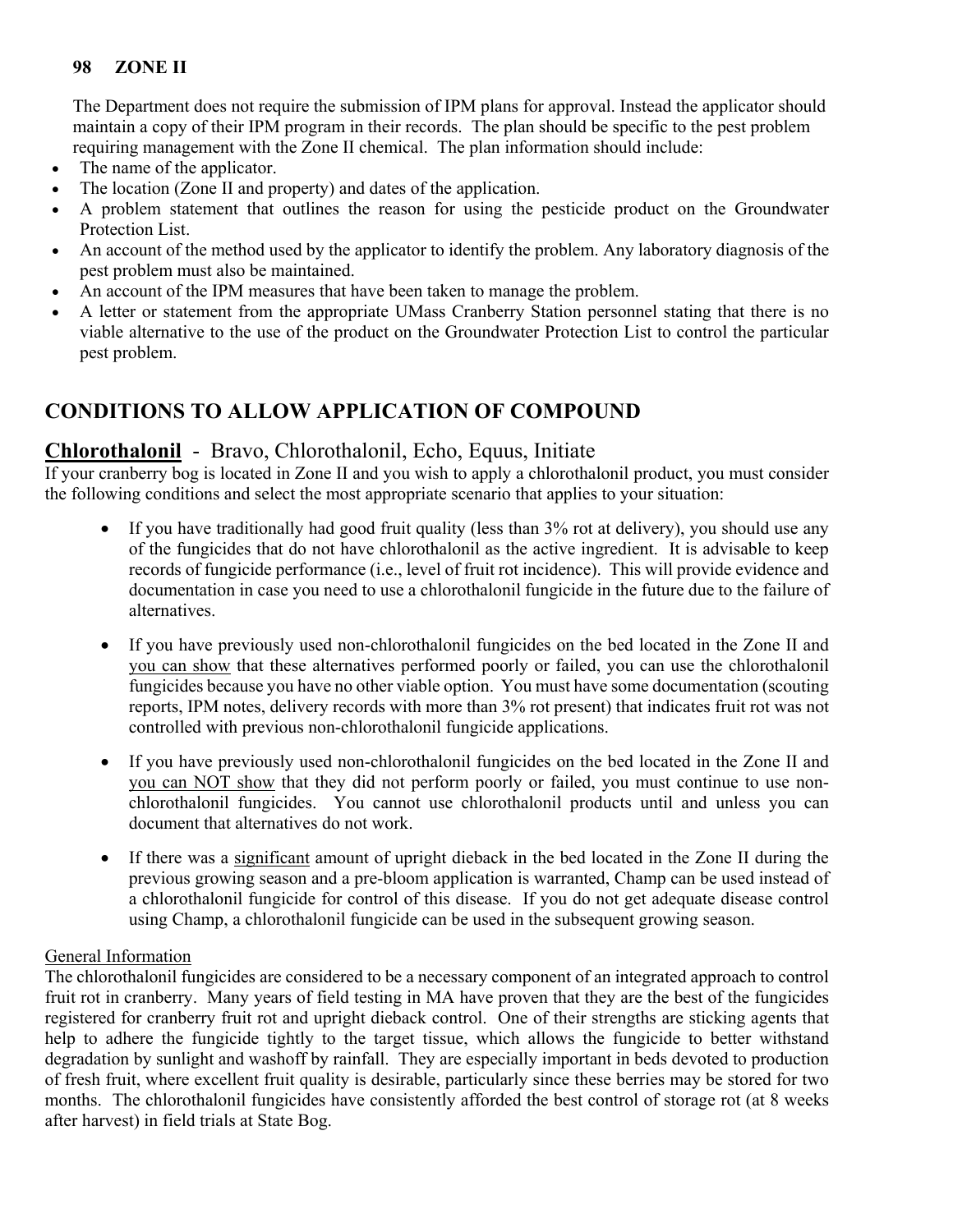The Department does not require the submission of IPM plans for approval. Instead the applicator should maintain a copy of their IPM program in their records. The plan should be specific to the pest problem requiring management with the Zone II chemical. The plan information should include:

- The name of the applicator.
- The location (Zone II and property) and dates of the application.
- A problem statement that outlines the reason for using the pesticide product on the Groundwater Protection List.
- An account of the method used by the applicator to identify the problem. Any laboratory diagnosis of the pest problem must also be maintained.
- An account of the IPM measures that have been taken to manage the problem.
- A letter or statement from the appropriate UMass Cranberry Station personnel stating that there is no viable alternative to the use of the product on the Groundwater Protection List to control the particular pest problem.

## CONDITIONS TO ALLOW APPLICATION OF COMPOUND

### <u>Chlorothalonil</u> - Bravo, Chlorothalonil, Echo, Equus, Initiate

If your cranberry bog is located in Zone II and you wish to apply a chlorothalonil product, you must consider the following conditions and select the most appropriate scenario that applies to your situation:

- If you have traditionally had good fruit quality (less than 3% rot at delivery), you should use any of the fungicides that do not have chlorothalonil as the active ingredient. It is advisable to keep records of fungicide performance (i.e., level of fruit rot incidence). This will provide evidence and documentation in case you need to use a chlorothalonil fungicide in the future due to the failure of alternatives.

- If you have previously used non-chlorothalonil fungicides on the bed located in the Zone II and <u>you can show</u> that these alternatives performed poorly or failed, you can use the chlorothalonil fungicides because you have no other viable option. You must have some documentation (scouting reports, IPM notes, delivery records with more than 3% rot present) that indicates fruit rot was not controlled with previous non-chlorothalonil fungicide applications.

- If you have previously used non-chlorothalonil fungicides on the bed located in the Zone II and <u>you can NOT show</u> that they did not perform poorly or failed, you must continue to use non-chlorothalonil fungicides. You cannot use chlorothalonil products until and unless you can document that alternatives do not work.

- If there was a <u>significant</u> amount of upright dieback in the bed located in the Zone II during the previous growing season and a pre-bloom application is warranted, Champ can be used instead of a chlorothalonil fungicide for control of this disease. If you do not get adequate disease control using Champ, a chlorothalonil fungicide can be used in the subsequent growing season.

<u>General Information</u>

The chlorothalonil fungicides are considered to be a necessary component of an integrated approach to control fruit rot in cranberry. Many years of field testing in MA have proven that they are the best of the fungicides registered for cranberry fruit rot and upright dieback control. One of their strengths are sticking agents that help to adhere the fungicide tightly to the target tissue, which allows the fungicide to better withstand degradation by sunlight and washoff by rainfall. They are especially important in beds devoted to production of fresh fruit, where excellent fruit quality is desirable, particularly since these berries may be stored for two months. The chlorothalonil fungicides have consistently afforded the best control of storage rot (at 8 weeks after harvest) in field trials at State Bog.